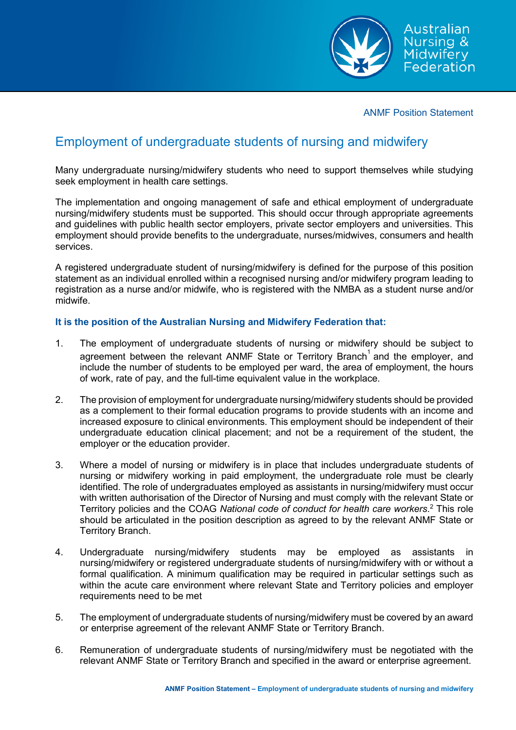ANMF Position Statement

# Employment of undergraduate students of nursing and midwifery

Many undergraduate nursing/midwifery students who need to support themselves while studying seek employment in health care settings.

The implementation and ongoing management of safe and ethical employment of undergraduate nursing/midwifery students must be supported. This should occur through appropriate agreements and guidelines with public health sector employers, private sector employers and universities. This employment should provide benefits to the undergraduate, nurses/midwives, consumers and health services.

A registered undergraduate student of nursing/midwifery is defined for the purpose of this position statement as an individual enrolled within a recognised nursing and/or midwifery program leading to registration as a nurse and/or midwife, who is registered with the NMBA as a student nurse and/or midwife.

**It is the position of the Australian Nursing and Midwifery Federation that:**

1. The employment of undergraduate students of nursing or midwifery should be subject to agreement between the relevant ANMF State or Territory Branch[1] and the employer, and include the number of students to be employed per ward, the area of employment, the hours of work, rate of pay, and the full-time equivalent value in the workplace.

2. The provision of employment for undergraduate nursing/midwifery students should be provided as a complement to their formal education programs to provide students with an income and increased exposure to clinical environments. This employment should be independent of their undergraduate education clinical placement; and not be a requirement of the student, the employer or the education provider.

3. Where a model of nursing or midwifery is in place that includes undergraduate students of nursing or midwifery working in paid employment, the undergraduate role must be clearly identified. The role of undergraduates employed as assistants in nursing/midwifery must occur with written authorisation of the Director of Nursing and must comply with the relevant State or Territory policies and the COAG *National code of conduct for health care workers*.[2] This role should be articulated in the position description as agreed to by the relevant ANMF State or Territory Branch.

4. Undergraduate nursing/midwifery students may be employed as assistants in nursing/midwifery or registered undergraduate students of nursing/midwifery with or without a formal qualification. A minimum qualification may be required in particular settings such as within the acute care environment where relevant State and Territory policies and employer requirements need to be met

5. The employment of undergraduate students of nursing/midwifery must be covered by an award or enterprise agreement of the relevant ANMF State or Territory Branch.

6. Remuneration of undergraduate students of nursing/midwifery must be negotiated with the relevant ANMF State or Territory Branch and specified in the award or enterprise agreement.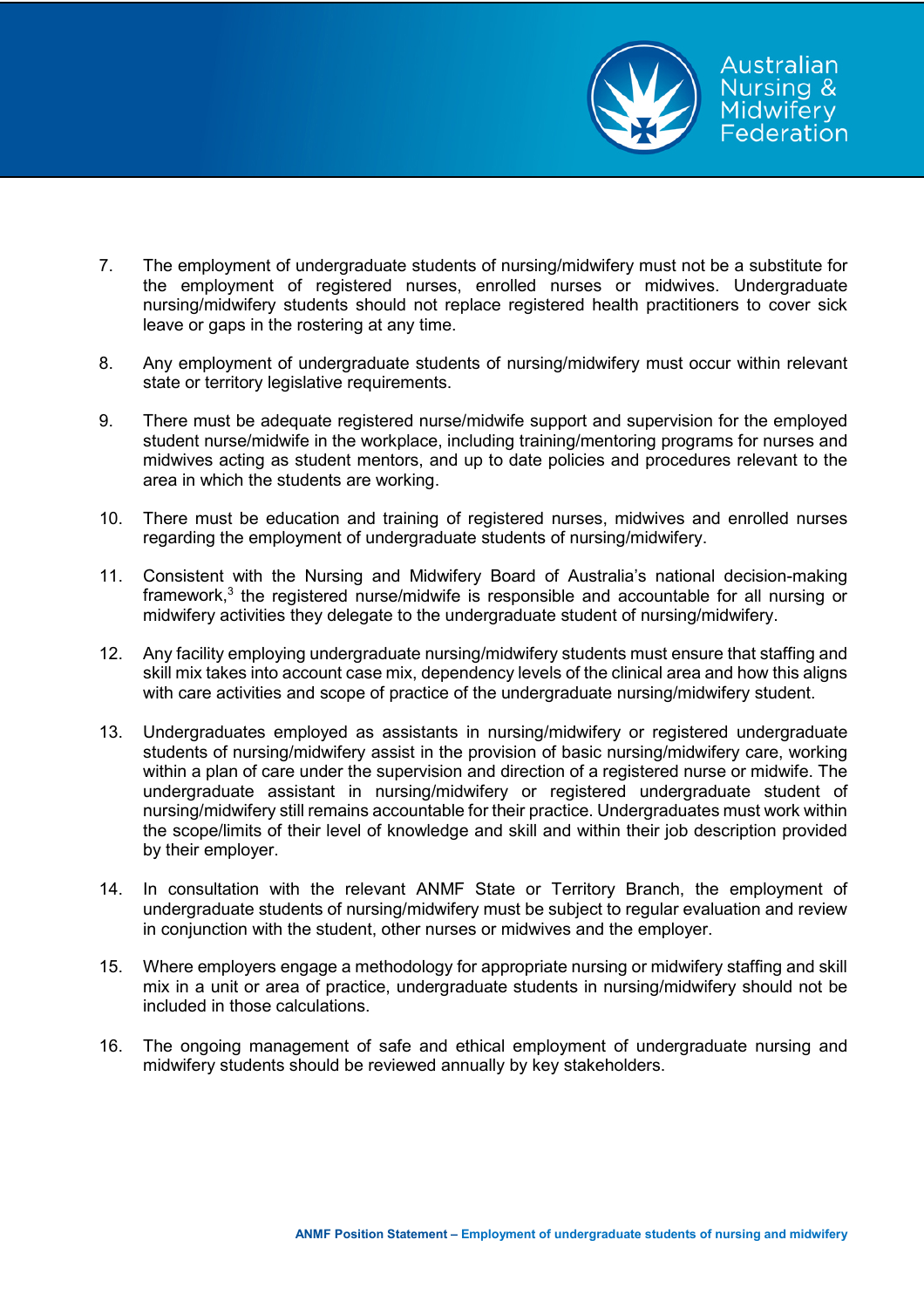7. The employment of undergraduate students of nursing/midwifery must not be a substitute for the employment of registered nurses, enrolled nurses or midwives. Undergraduate nursing/midwifery students should not replace registered health practitioners to cover sick leave or gaps in the rostering at any time.

8. Any employment of undergraduate students of nursing/midwifery must occur within relevant state or territory legislative requirements.

9. There must be adequate registered nurse/midwife support and supervision for the employed student nurse/midwife in the workplace, including training/mentoring programs for nurses and midwives acting as student mentors, and up to date policies and procedures relevant to the area in which the students are working.

10. There must be education and training of registered nurses, midwives and enrolled nurses regarding the employment of undergraduate students of nursing/midwifery.

11. Consistent with the Nursing and Midwifery Board of Australia's national decision-making framework,[3] the registered nurse/midwife is responsible and accountable for all nursing or midwifery activities they delegate to the undergraduate student of nursing/midwifery.

12. Any facility employing undergraduate nursing/midwifery students must ensure that staffing and skill mix takes into account case mix, dependency levels of the clinical area and how this aligns with care activities and scope of practice of the undergraduate nursing/midwifery student.

13. Undergraduates employed as assistants in nursing/midwifery or registered undergraduate students of nursing/midwifery assist in the provision of basic nursing/midwifery care, working within a plan of care under the supervision and direction of a registered nurse or midwife. The undergraduate assistant in nursing/midwifery or registered undergraduate student of nursing/midwifery still remains accountable for their practice. Undergraduates must work within the scope/limits of their level of knowledge and skill and within their job description provided by their employer.

14. In consultation with the relevant ANMF State or Territory Branch, the employment of undergraduate students of nursing/midwifery must be subject to regular evaluation and review in conjunction with the student, other nurses or midwives and the employer.

15. Where employers engage a methodology for appropriate nursing or midwifery staffing and skill mix in a unit or area of practice, undergraduate students in nursing/midwifery should not be included in those calculations.

16. The ongoing management of safe and ethical employment of undergraduate nursing and midwifery students should be reviewed annually by key stakeholders.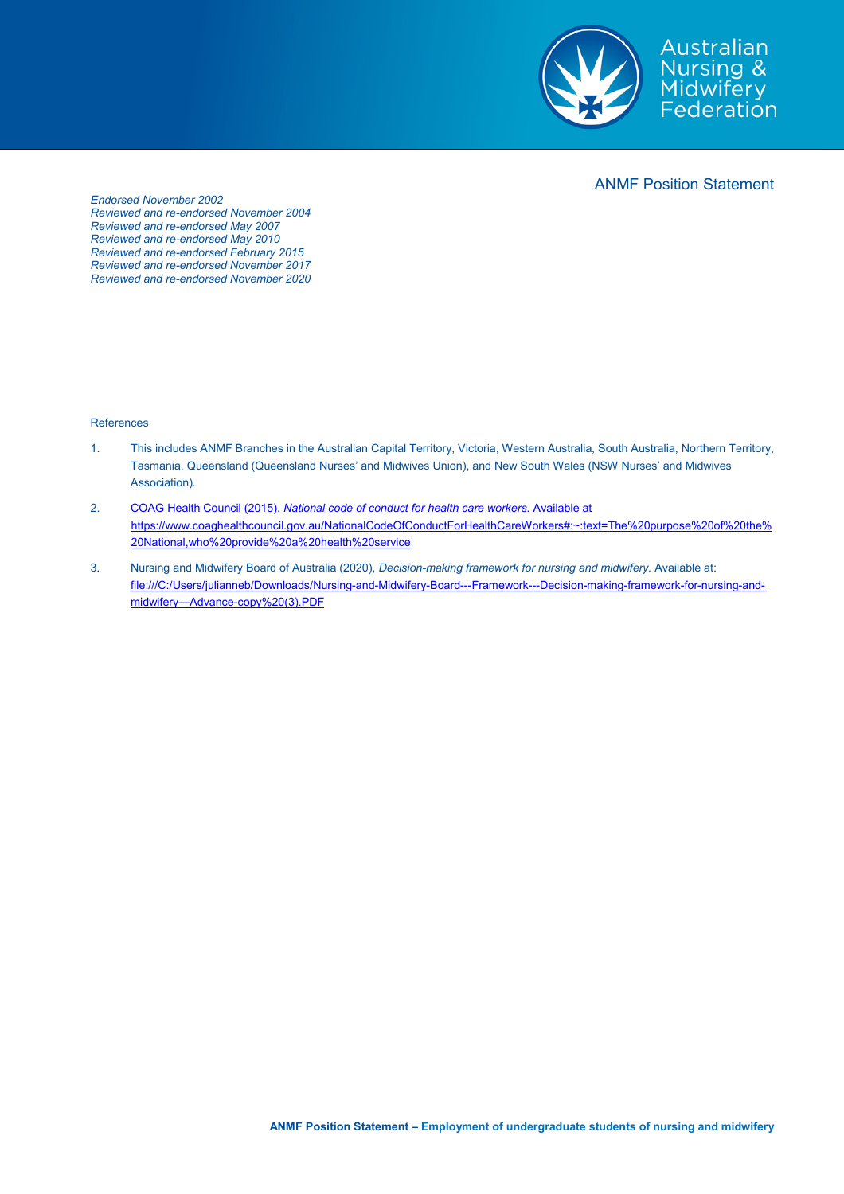ANMF Position Statement

*Endorsed November 2002*
*Reviewed and re-endorsed November 2004*
*Reviewed and re-endorsed May 2007*
*Reviewed and re-endorsed May 2010*
*Reviewed and re-endorsed February 2015*
*Reviewed and re-endorsed November 2017*
*Reviewed and re-endorsed November 2020*

References

1. This includes ANMF Branches in the Australian Capital Territory, Victoria, Western Australia, South Australia, Northern Territory, Tasmania, Queensland (Queensland Nurses' and Midwives Union), and New South Wales (NSW Nurses' and Midwives Association).

2. COAG Health Council (2015). *National code of conduct for health care workers.* Available at https://www.coaghealthcouncil.gov.au/NationalCodeOfConductForHealthCareWorkers#:~:text=The%20purpose%20of%20the%20National,who%20provide%20a%20health%20service

3. Nursing and Midwifery Board of Australia (2020), *Decision-making framework for nursing and midwifery.* Available at: file:///C:/Users/julianneb/Downloads/Nursing-and-Midwifery-Board---Framework---Decision-making-framework-for-nursing-and-midwifery---Advance-copy%20(3).PDF